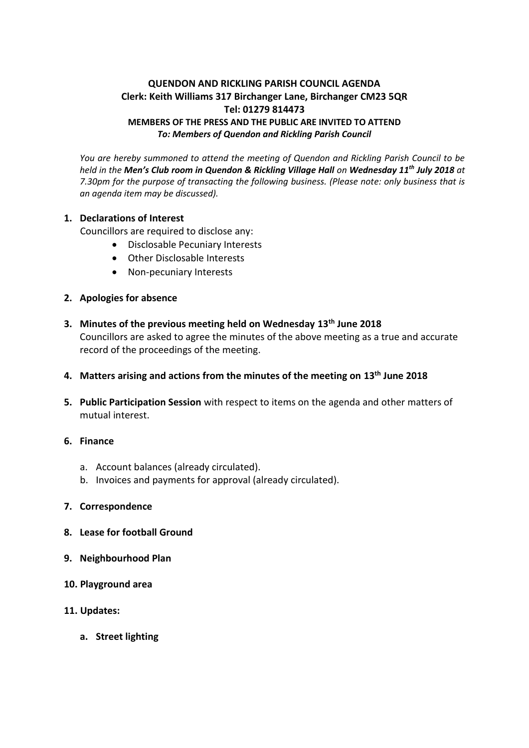**QUENDON AND RICKLING PARISH COUNCIL AGENDA**
**Clerk: Keith Williams 317 Birchanger Lane, Birchanger CM23 5QR**
**Tel: 01279 814473**
**MEMBERS OF THE PRESS AND THE PUBLIC ARE INVITED TO ATTEND**
***To: Members of Quendon and Rickling Parish Council***

*You are hereby summoned to attend the meeting of Quendon and Rickling Parish Council to be held in the **Men's Club room in Quendon & Rickling Village Hall** on **Wednesday 11th July 2018** at 7.30pm for the purpose of transacting the following business. (Please note: only business that is an agenda item may be discussed).*

1. **Declarations of Interest**
   Councillors are required to disclose any:
   - Disclosable Pecuniary Interests
   - Other Disclosable Interests
   - Non-pecuniary Interests

2. **Apologies for absence**

3. **Minutes of the previous meeting held on Wednesday 13th June 2018**
   Councillors are asked to agree the minutes of the above meeting as a true and accurate record of the proceedings of the meeting.

4. **Matters arising and actions from the minutes of the meeting on 13th June 2018**

5. **Public Participation Session** with respect to items on the agenda and other matters of mutual interest.

6. **Finance**
   a. Account balances (already circulated).
   b. Invoices and payments for approval (already circulated).

7. **Correspondence**

8. **Lease for football Ground**

9. **Neighbourhood Plan**

10. **Playground area**

11. **Updates:**
    a. **Street lighting**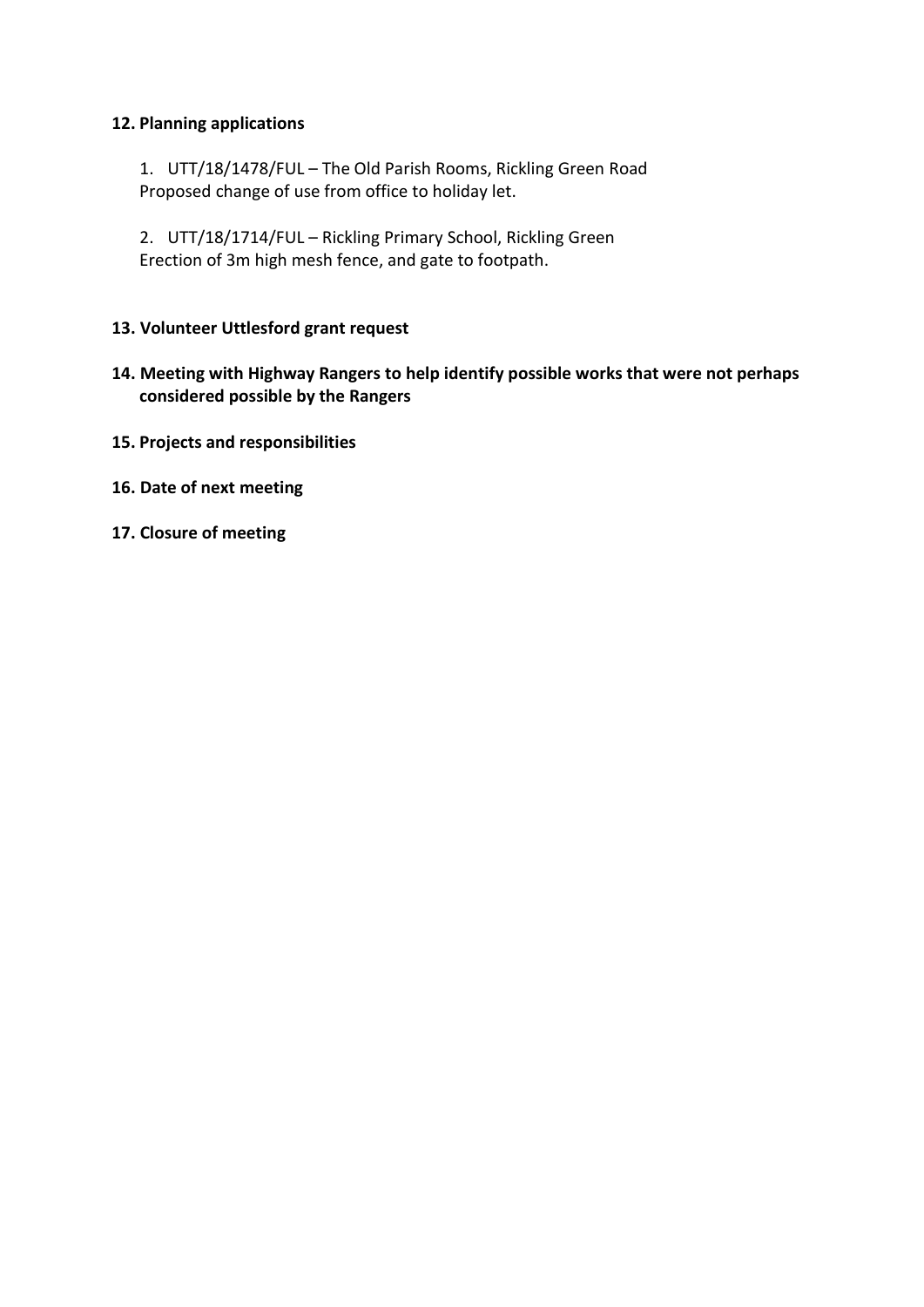**12. Planning applications**

1. UTT/18/1478/FUL – The Old Parish Rooms, Rickling Green Road
   Proposed change of use from office to holiday let.

2. UTT/18/1714/FUL – Rickling Primary School, Rickling Green
   Erection of 3m high mesh fence, and gate to footpath.

**13. Volunteer Uttlesford grant request**

**14. Meeting with Highway Rangers to help identify possible works that were not perhaps considered possible by the Rangers**

**15. Projects and responsibilities**

**16. Date of next meeting**

**17. Closure of meeting**